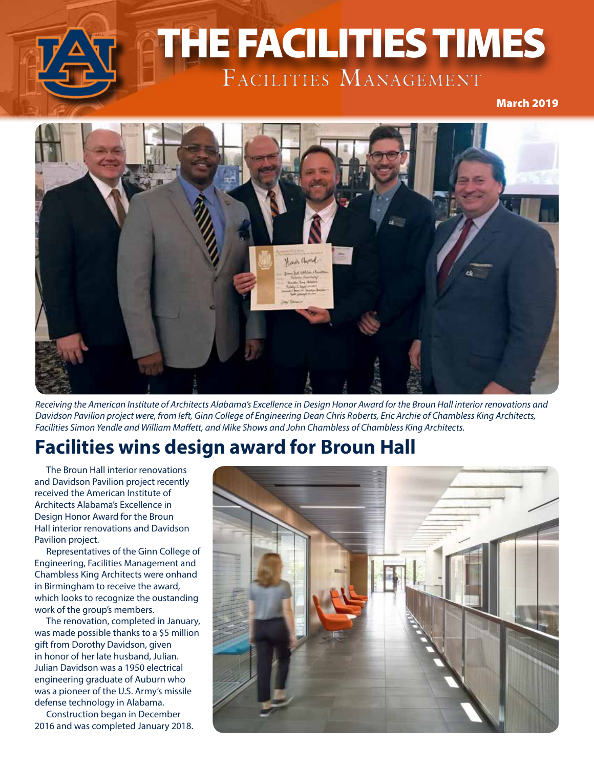# THE FACILITIES TIMES

Facilities Management

March 2019

*Receiving the American Institute of Architects Alabama's Excellence in Design Honor Award for the Broun Hall interior renovations and Davidson Pavilion project were, from left, Ginn College of Engineering Dean Chris Roberts, Eric Archie of Chambless King Architects, Facilities Simon Yendle and William Maffett, and Mike Shows and John Chambless of Chambless King Architects.*

## Facilities wins design award for Broun Hall

The Broun Hall interior renovations and Davidson Pavilion project recently received the American Institute of Architects Alabama's Excellence in Design Honor Award for the Broun Hall interior renovations and Davidson Pavilion project.

Representatives of the Ginn College of Engineering, Facilities Management and Chambless King Architects were onhand in Birmingham to receive the award, which looks to recognize the oustanding work of the group's members.

The renovation, completed in January, was made possible thanks to a $5 million gift from Dorothy Davidson, given in honor of her late husband, Julian. Julian Davidson was a 1950 electrical engineering graduate of Auburn who was a pioneer of the U.S. Army's missile defense technology in Alabama.

Construction began in December 2016 and was completed January 2018.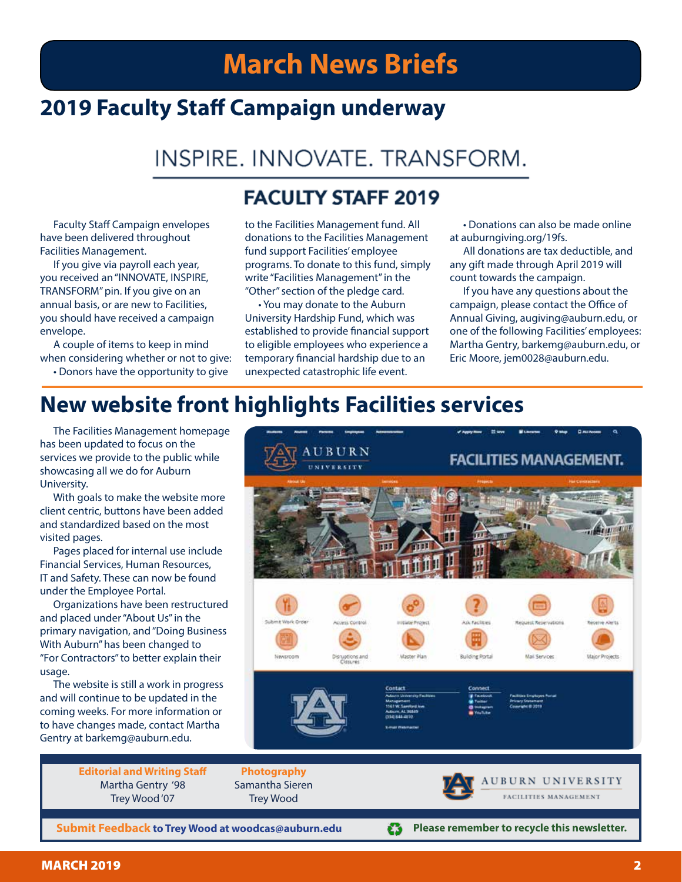# March News Briefs

## 2019 Faculty Staff Campaign underway

INSPIRE. INNOVATE. TRANSFORM.

**FACULTY STAFF 2019**

Faculty Staff Campaign envelopes have been delivered throughout Facilities Management.

If you give via payroll each year, you received an "INNOVATE, INSPIRE, TRANSFORM" pin. If you give on an annual basis, or are new to Facilities, you should have received a campaign envelope.

A couple of items to keep in mind when considering whether or not to give:

- Donors have the opportunity to give to the Facilities Management fund. All donations to the Facilities Management fund support Facilities' employee programs. To donate to this fund, simply write "Facilities Management" in the "Other" section of the pledge card.
- You may donate to the Auburn University Hardship Fund, which was established to provide financial support to eligible employees who experience a temporary financial hardship due to an unexpected catastrophic life event.
- Donations can also be made online at auburngiving.org/19fs.

All donations are tax deductible, and any gift made through April 2019 will count towards the campaign.

If you have any questions about the campaign, please contact the Office of Annual Giving, augiving@auburn.edu, or one of the following Facilities' employees: Martha Gentry, barkemg@auburn.edu, or Eric Moore, jem0028@auburn.edu.

## New website front highlights Facilities services

The Facilities Management homepage has been updated to focus on the services we provide to the public while showcasing all we do for Auburn University.

With goals to make the website more client centric, buttons have been added and standardized based on the most visited pages.

Pages placed for internal use include Financial Services, Human Resources, IT and Safety. These can now be found under the Employee Portal.

Organizations have been restructured and placed under "About Us" in the primary navigation, and "Doing Business With Auburn" has been changed to "For Contractors" to better explain their usage.

The website is still a work in progress and will continue to be updated in the coming weeks. For more information or to have changes made, contact Martha Gentry at barkemg@auburn.edu.

---

**Editorial and Writing Staff**
Martha Gentry '98
Trey Wood '07

**Photography**
Samantha Sieren
Trey Wood

AUBURN UNIVERSITY FACILITIES MANAGEMENT

**Submit Feedback to Trey Wood at woodcas@auburn.edu**

**Please remember to recycle this newsletter.**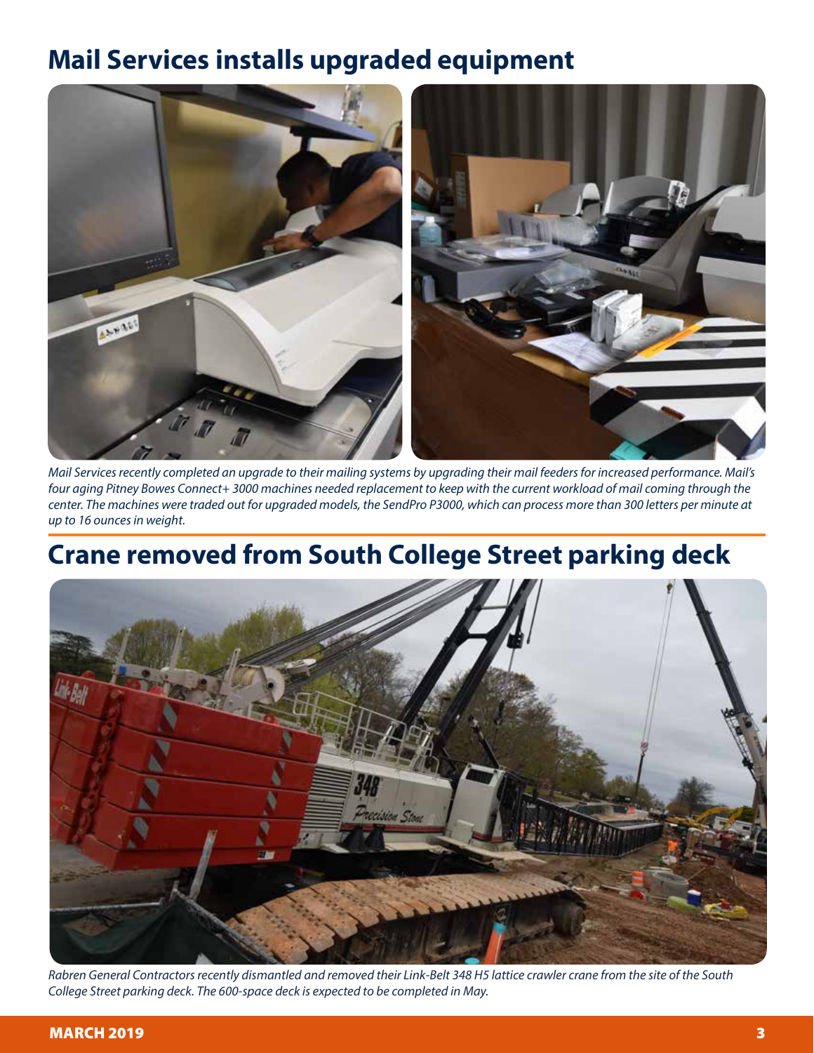## Mail Services installs upgraded equipment

*Mail Services recently completed an upgrade to their mailing systems by upgrading their mail feeders for increased performance. Mail's four aging Pitney Bowes Connect+ 3000 machines needed replacement to keep with the current workload of mail coming through the center. The machines were traded out for upgraded models, the SendPro P3000, which can process more than 300 letters per minute at up to 16 ounces in weight.*

## Crane removed from South College Street parking deck

*Rabren General Contractors recently dismantled and removed their Link-Belt 348 H5 lattice crawler crane from the site of the South College Street parking deck. The 600-space deck is expected to be completed in May.*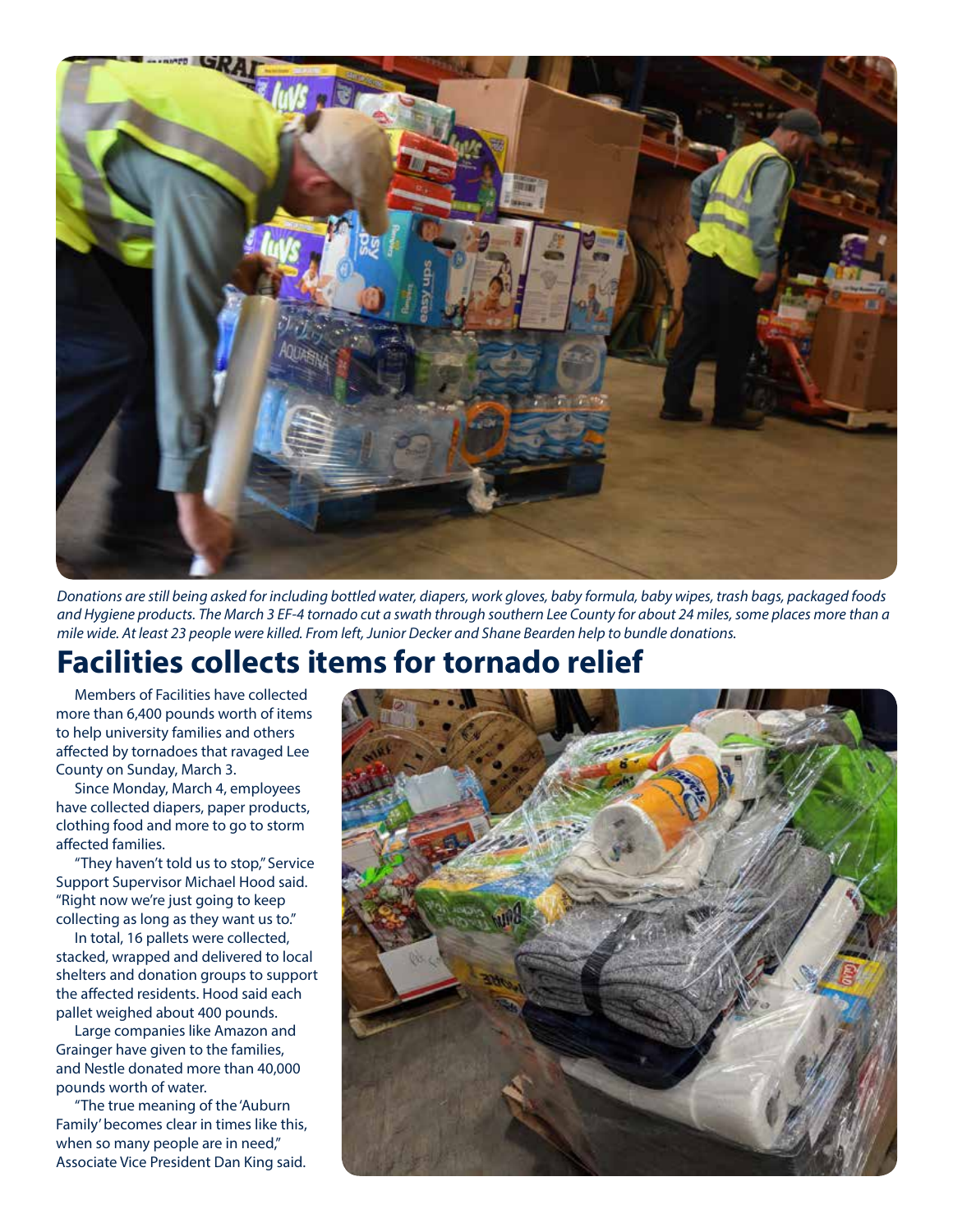*Donations are still being asked for including bottled water, diapers, work gloves, baby formula, baby wipes, trash bags, packaged foods and Hygiene products. The March 3 EF-4 tornado cut a swath through southern Lee County for about 24 miles, some places more than a mile wide. At least 23 people were killed. From left, Junior Decker and Shane Bearden help to bundle donations.*

# Facilities collects items for tornado relief

Members of Facilities have collected more than 6,400 pounds worth of items to help university families and others affected by tornadoes that ravaged Lee County on Sunday, March 3.

Since Monday, March 4, employees have collected diapers, paper products, clothing food and more to go to storm affected families.

"They haven't told us to stop," Service Support Supervisor Michael Hood said. "Right now we're just going to keep collecting as long as they want us to."

In total, 16 pallets were collected, stacked, wrapped and delivered to local shelters and donation groups to support the affected residents. Hood said each pallet weighed about 400 pounds.

Large companies like Amazon and Grainger have given to the families, and Nestle donated more than 40,000 pounds worth of water.

"The true meaning of the 'Auburn Family' becomes clear in times like this, when so many people are in need," Associate Vice President Dan King said.